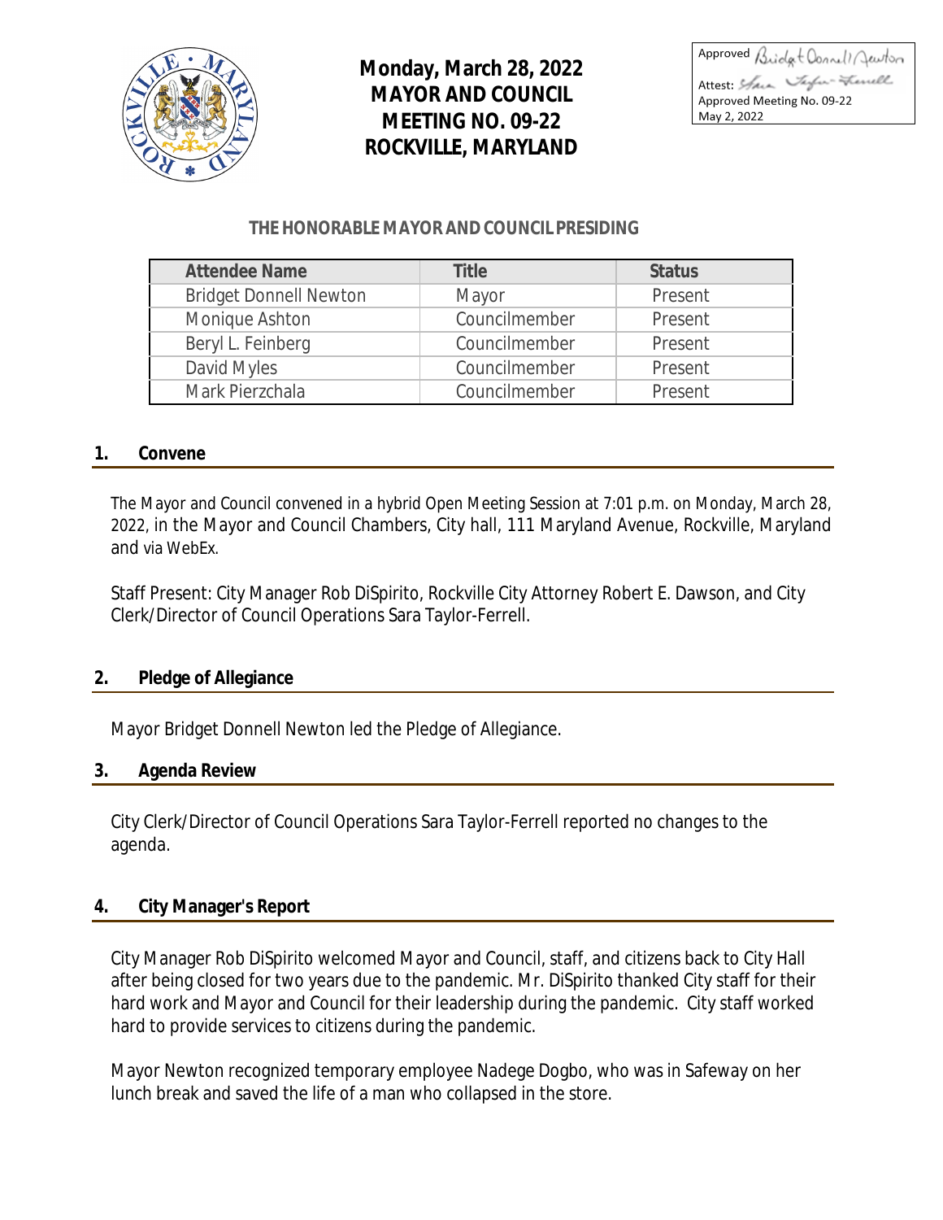Approved Bridget Donnell Newton
Attest: Sara Taylor-Ferrell
Approved Meeting No. 09-22
May 2, 2022

# Monday, March 28, 2022
# MAYOR AND COUNCIL
# MEETING NO. 09-22
# ROCKVILLE, MARYLAND

**THE HONORABLE MAYOR AND COUNCIL PRESIDING**

| Attendee Name | Title | Status |
|---|---|---|
| Bridget Donnell Newton | Mayor | Present |
| Monique Ashton | Councilmember | Present |
| Beryl L. Feinberg | Councilmember | Present |
| David Myles | Councilmember | Present |
| Mark Pierzchala | Councilmember | Present |

## 1. Convene

The Mayor and Council convened in a hybrid Open Meeting Session at 7:01 p.m. on Monday, March 28, 2022, in the Mayor and Council Chambers, City hall, 111 Maryland Avenue, Rockville, Maryland and via WebEx.

Staff Present: City Manager Rob DiSpirito, Rockville City Attorney Robert E. Dawson, and City Clerk/Director of Council Operations Sara Taylor-Ferrell.

## 2. Pledge of Allegiance

Mayor Bridget Donnell Newton led the Pledge of Allegiance.

## 3. Agenda Review

City Clerk/Director of Council Operations Sara Taylor-Ferrell reported no changes to the agenda.

## 4. City Manager's Report

City Manager Rob DiSpirito welcomed Mayor and Council, staff, and citizens back to City Hall after being closed for two years due to the pandemic. Mr. DiSpirito thanked City staff for their hard work and Mayor and Council for their leadership during the pandemic. City staff worked hard to provide services to citizens during the pandemic.

Mayor Newton recognized temporary employee Nadege Dogbo, who was in Safeway on her lunch break and saved the life of a man who collapsed in the store.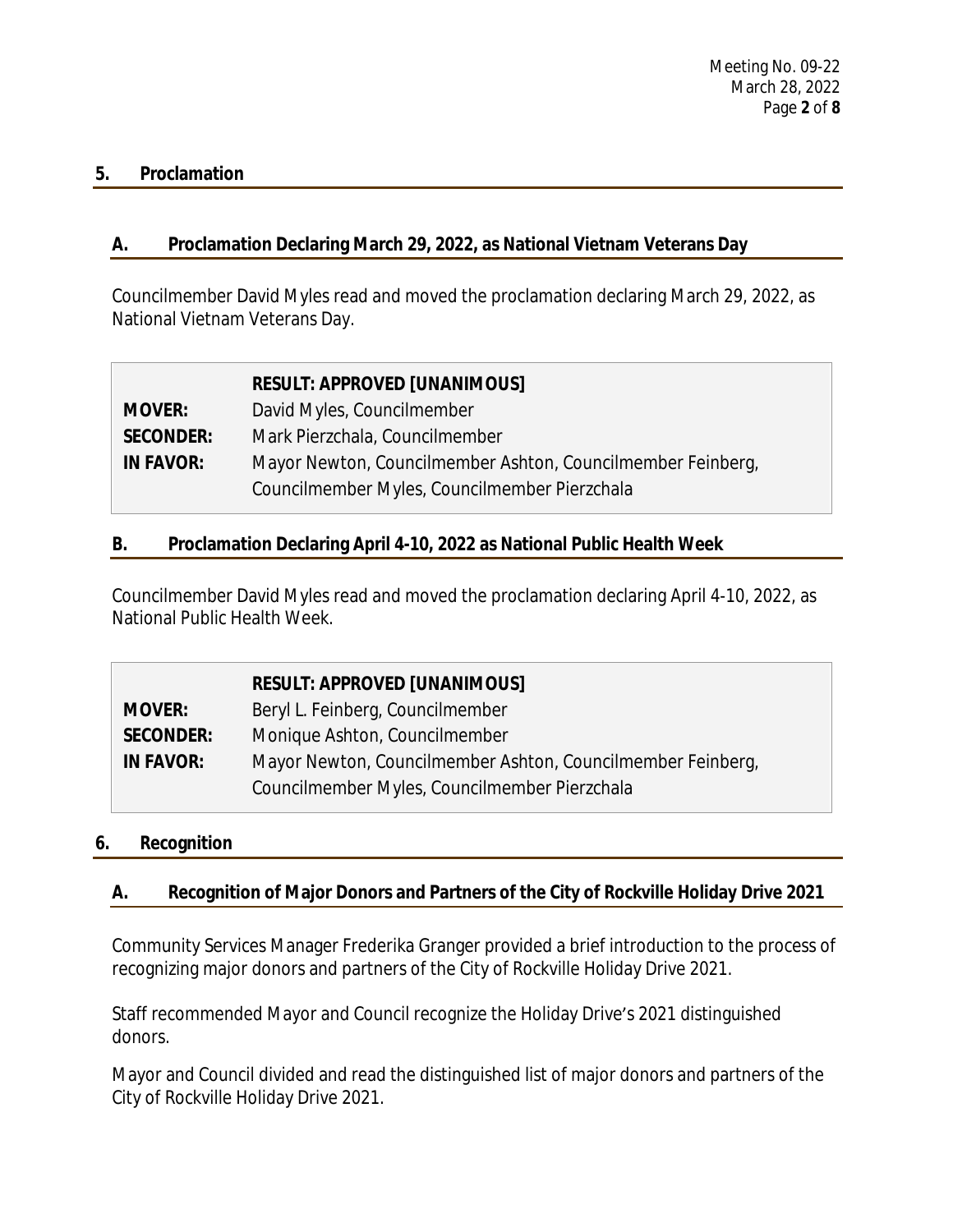## 5. Proclamation

### A. Proclamation Declaring March 29, 2022, as National Vietnam Veterans Day

Councilmember David Myles read and moved the proclamation declaring March 29, 2022, as National Vietnam Veterans Day.

| | **RESULT: APPROVED [UNANIMOUS]** |
|---|---|
| **MOVER:** | David Myles, Councilmember |
| **SECONDER:** | Mark Pierzchala, Councilmember |
| **IN FAVOR:** | Mayor Newton, Councilmember Ashton, Councilmember Feinberg, Councilmember Myles, Councilmember Pierzchala |

### B. Proclamation Declaring April 4-10, 2022 as National Public Health Week

Councilmember David Myles read and moved the proclamation declaring April 4-10, 2022, as National Public Health Week.

| | **RESULT: APPROVED [UNANIMOUS]** |
|---|---|
| **MOVER:** | Beryl L. Feinberg, Councilmember |
| **SECONDER:** | Monique Ashton, Councilmember |
| **IN FAVOR:** | Mayor Newton, Councilmember Ashton, Councilmember Feinberg, Councilmember Myles, Councilmember Pierzchala |

## 6. Recognition

### A. Recognition of Major Donors and Partners of the City of Rockville Holiday Drive 2021

Community Services Manager Frederika Granger provided a brief introduction to the process of recognizing major donors and partners of the City of Rockville Holiday Drive 2021.

Staff recommended Mayor and Council recognize the Holiday Drive's 2021 distinguished donors.

Mayor and Council divided and read the distinguished list of major donors and partners of the City of Rockville Holiday Drive 2021.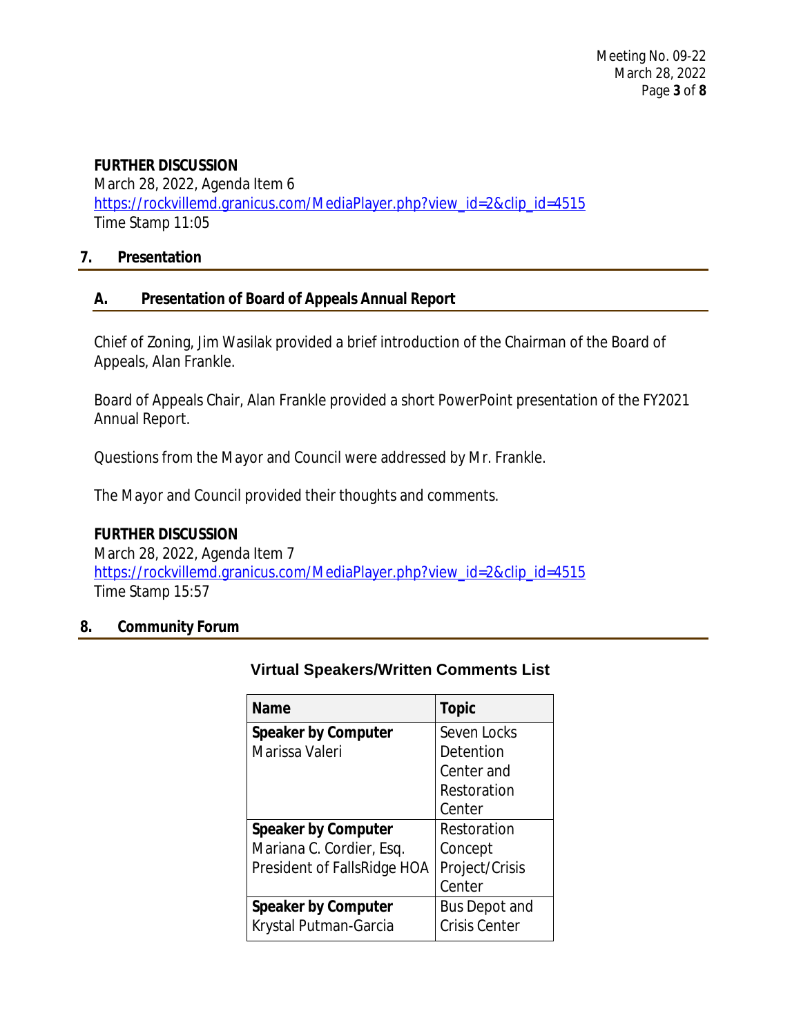**FURTHER DISCUSSION**
March 28, 2022, Agenda Item 6
https://rockvillemd.granicus.com/MediaPlayer.php?view_id=2&clip_id=4515
Time Stamp 11:05

## 7. Presentation

### A. Presentation of Board of Appeals Annual Report

Chief of Zoning, Jim Wasilak provided a brief introduction of the Chairman of the Board of Appeals, Alan Frankle.

Board of Appeals Chair, Alan Frankle provided a short PowerPoint presentation of the FY2021 Annual Report.

Questions from the Mayor and Council were addressed by Mr. Frankle.

The Mayor and Council provided their thoughts and comments.

**FURTHER DISCUSSION**
March 28, 2022, Agenda Item 7
https://rockvillemd.granicus.com/MediaPlayer.php?view_id=2&clip_id=4515
Time Stamp 15:57

## 8. Community Forum

**Virtual Speakers/Written Comments List**

| Name | Topic |
| --- | --- |
| **Speaker by Computer** Marissa Valeri | Seven Locks Detention Center and Restoration Center |
| **Speaker by Computer** Mariana C. Cordier, Esq. President of FallsRidge HOA | Restoration Concept Project/Crisis Center |
| **Speaker by Computer** Krystal Putman-Garcia | Bus Depot and Crisis Center |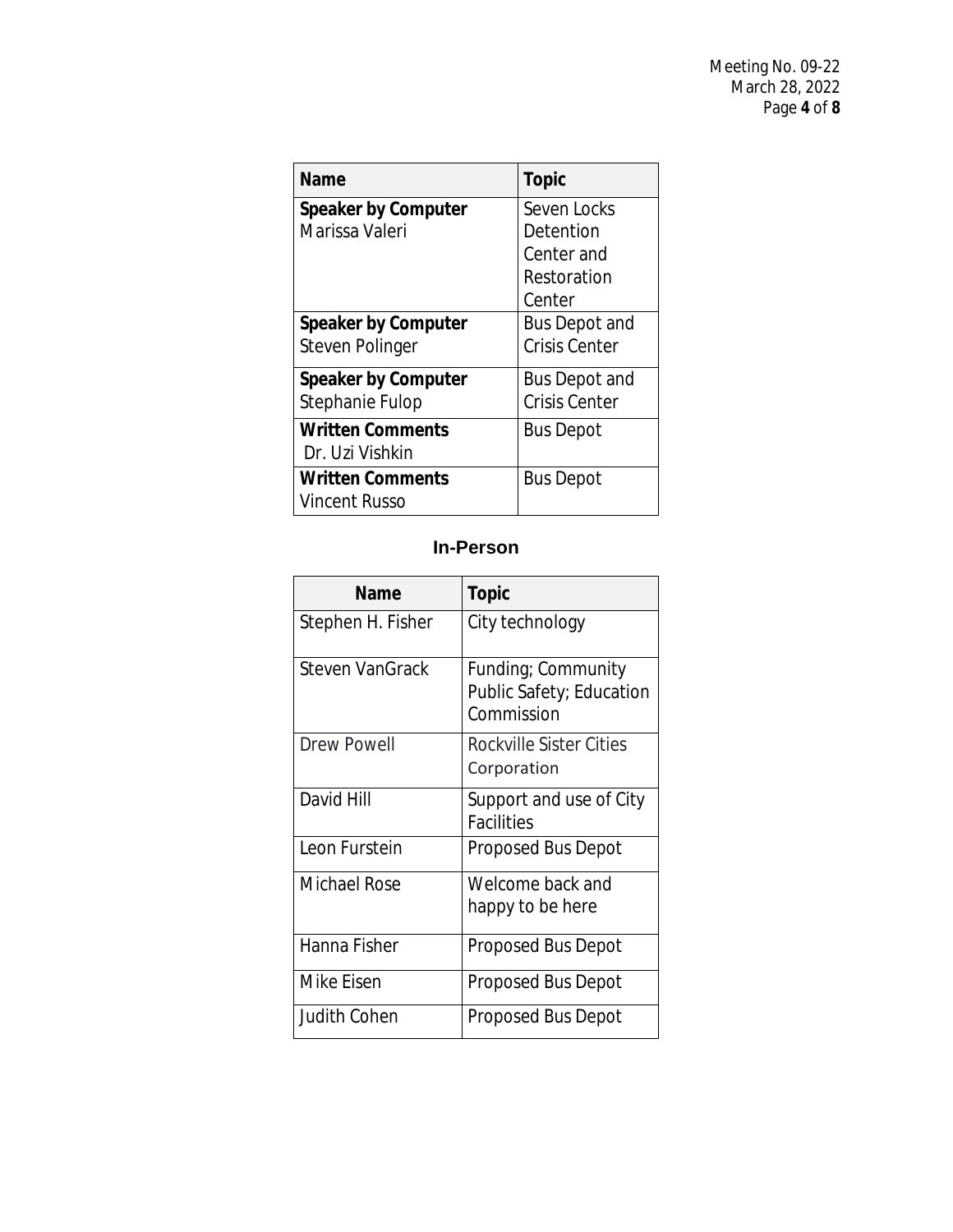| Name | Topic |
|---|---|
| **Speaker by Computer** Marissa Valeri | Seven Locks Detention Center and Restoration Center |
| **Speaker by Computer** Steven Polinger | Bus Depot and Crisis Center |
| **Speaker by Computer** Stephanie Fulop | Bus Depot and Crisis Center |
| **Written Comments** Dr. Uzi Vishkin | Bus Depot |
| **Written Comments** Vincent Russo | Bus Depot |

## In-Person

| Name | Topic |
|---|---|
| Stephen H. Fisher | City technology |
| Steven VanGrack | Funding; Community Public Safety; Education Commission |
| Drew Powell | Rockville Sister Cities Corporation |
| David Hill | Support and use of City Facilities |
| Leon Furstein | Proposed Bus Depot |
| Michael Rose | Welcome back and happy to be here |
| Hanna Fisher | Proposed Bus Depot |
| Mike Eisen | Proposed Bus Depot |
| Judith Cohen | Proposed Bus Depot |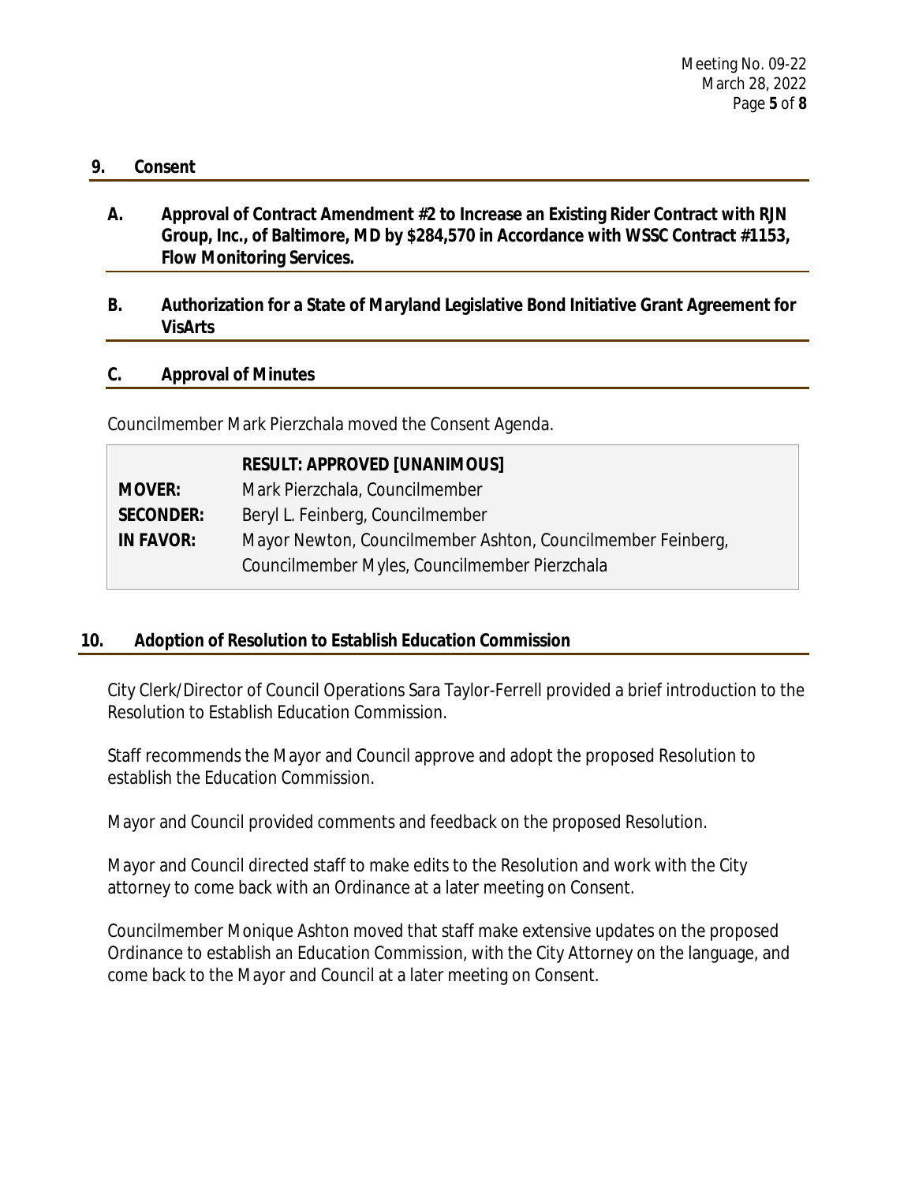## 9. Consent

### A. Approval of Contract Amendment #2 to Increase an Existing Rider Contract with RJN Group, Inc., of Baltimore, MD by $284,570 in Accordance with WSSC Contract #1153, Flow Monitoring Services.

### B. Authorization for a State of Maryland Legislative Bond Initiative Grant Agreement for VisArts

### C. Approval of Minutes

Councilmember Mark Pierzchala moved the Consent Agenda.

| | **RESULT: APPROVED [UNANIMOUS]** |
|---|---|
| **MOVER:** | Mark Pierzchala, Councilmember |
| **SECONDER:** | Beryl L. Feinberg, Councilmember |
| **IN FAVOR:** | Mayor Newton, Councilmember Ashton, Councilmember Feinberg, Councilmember Myles, Councilmember Pierzchala |

## 10. Adoption of Resolution to Establish Education Commission

City Clerk/Director of Council Operations Sara Taylor-Ferrell provided a brief introduction to the Resolution to Establish Education Commission.

Staff recommends the Mayor and Council approve and adopt the proposed Resolution to establish the Education Commission.

Mayor and Council provided comments and feedback on the proposed Resolution.

Mayor and Council directed staff to make edits to the Resolution and work with the City attorney to come back with an Ordinance at a later meeting on Consent.

Councilmember Monique Ashton moved that staff make extensive updates on the proposed Ordinance to establish an Education Commission, with the City Attorney on the language, and come back to the Mayor and Council at a later meeting on Consent.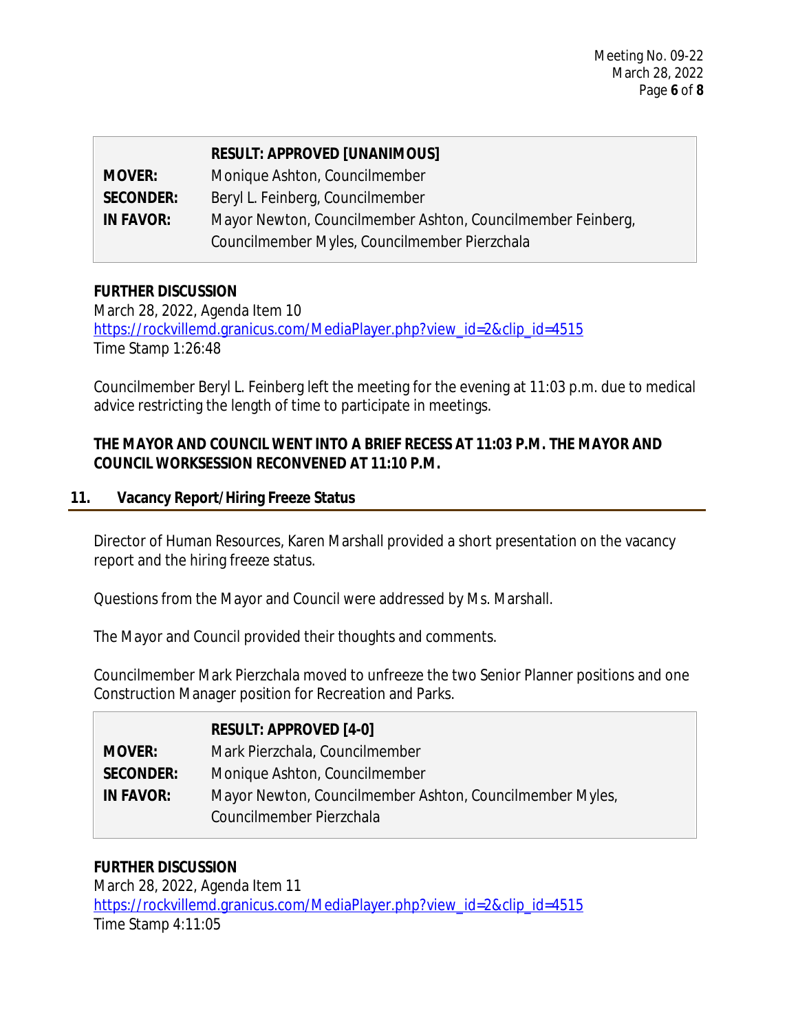| | RESULT: APPROVED [UNANIMOUS] |
|---|---|
| **MOVER:** | Monique Ashton, Councilmember |
| **SECONDER:** | Beryl L. Feinberg, Councilmember |
| **IN FAVOR:** | Mayor Newton, Councilmember Ashton, Councilmember Feinberg, Councilmember Myles, Councilmember Pierzchala |

**FURTHER DISCUSSION**
March 28, 2022, Agenda Item 10
https://rockvillemd.granicus.com/MediaPlayer.php?view_id=2&clip_id=4515
Time Stamp 1:26:48

Councilmember Beryl L. Feinberg left the meeting for the evening at 11:03 p.m. due to medical advice restricting the length of time to participate in meetings.

**THE MAYOR AND COUNCIL WENT INTO A BRIEF RECESS AT 11:03 P.M. THE MAYOR AND COUNCIL WORKSESSION RECONVENED AT 11:10 P.M.**

## 11. Vacancy Report/Hiring Freeze Status

Director of Human Resources, Karen Marshall provided a short presentation on the vacancy report and the hiring freeze status.

Questions from the Mayor and Council were addressed by Ms. Marshall.

The Mayor and Council provided their thoughts and comments.

Councilmember Mark Pierzchala moved to unfreeze the two Senior Planner positions and one Construction Manager position for Recreation and Parks.

| | RESULT: APPROVED [4-0] |
|---|---|
| **MOVER:** | Mark Pierzchala, Councilmember |
| **SECONDER:** | Monique Ashton, Councilmember |
| **IN FAVOR:** | Mayor Newton, Councilmember Ashton, Councilmember Myles, Councilmember Pierzchala |

**FURTHER DISCUSSION**
March 28, 2022, Agenda Item 11
https://rockvillemd.granicus.com/MediaPlayer.php?view_id=2&clip_id=4515
Time Stamp 4:11:05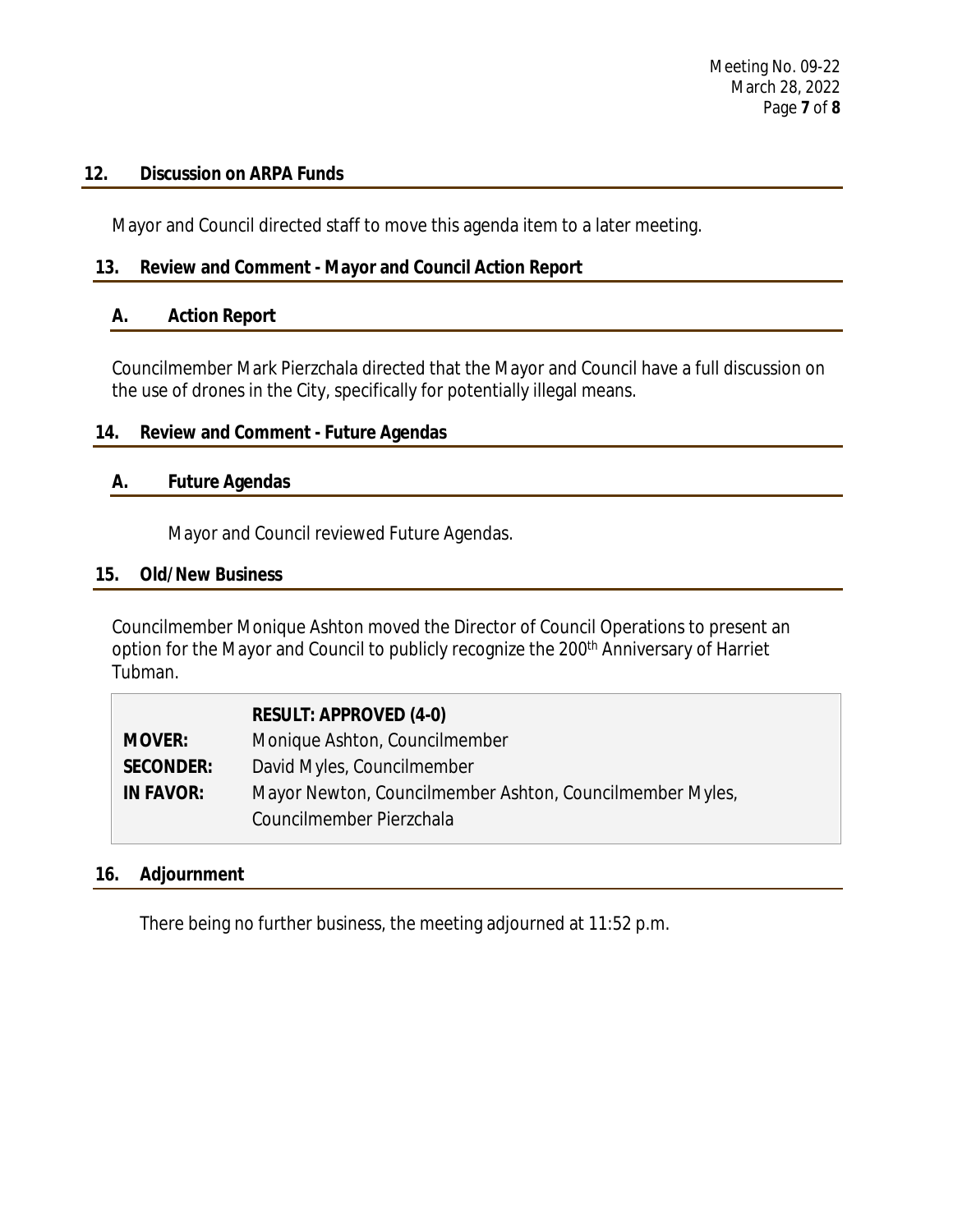## 12. Discussion on ARPA Funds

Mayor and Council directed staff to move this agenda item to a later meeting.

## 13. Review and Comment - Mayor and Council Action Report

### A. Action Report

Councilmember Mark Pierzchala directed that the Mayor and Council have a full discussion on the use of drones in the City, specifically for potentially illegal means.

## 14. Review and Comment - Future Agendas

### A. Future Agendas

Mayor and Council reviewed Future Agendas.

## 15. Old/New Business

Councilmember Monique Ashton moved the Director of Council Operations to present an option for the Mayor and Council to publicly recognize the 200th Anniversary of Harriet Tubman.

| | **RESULT: APPROVED (4-0)** |
|---|---|
| **MOVER:** | Monique Ashton, Councilmember |
| **SECONDER:** | David Myles, Councilmember |
| **IN FAVOR:** | Mayor Newton, Councilmember Ashton, Councilmember Myles, Councilmember Pierzchala |

## 16. Adjournment

There being no further business, the meeting adjourned at 11:52 p.m.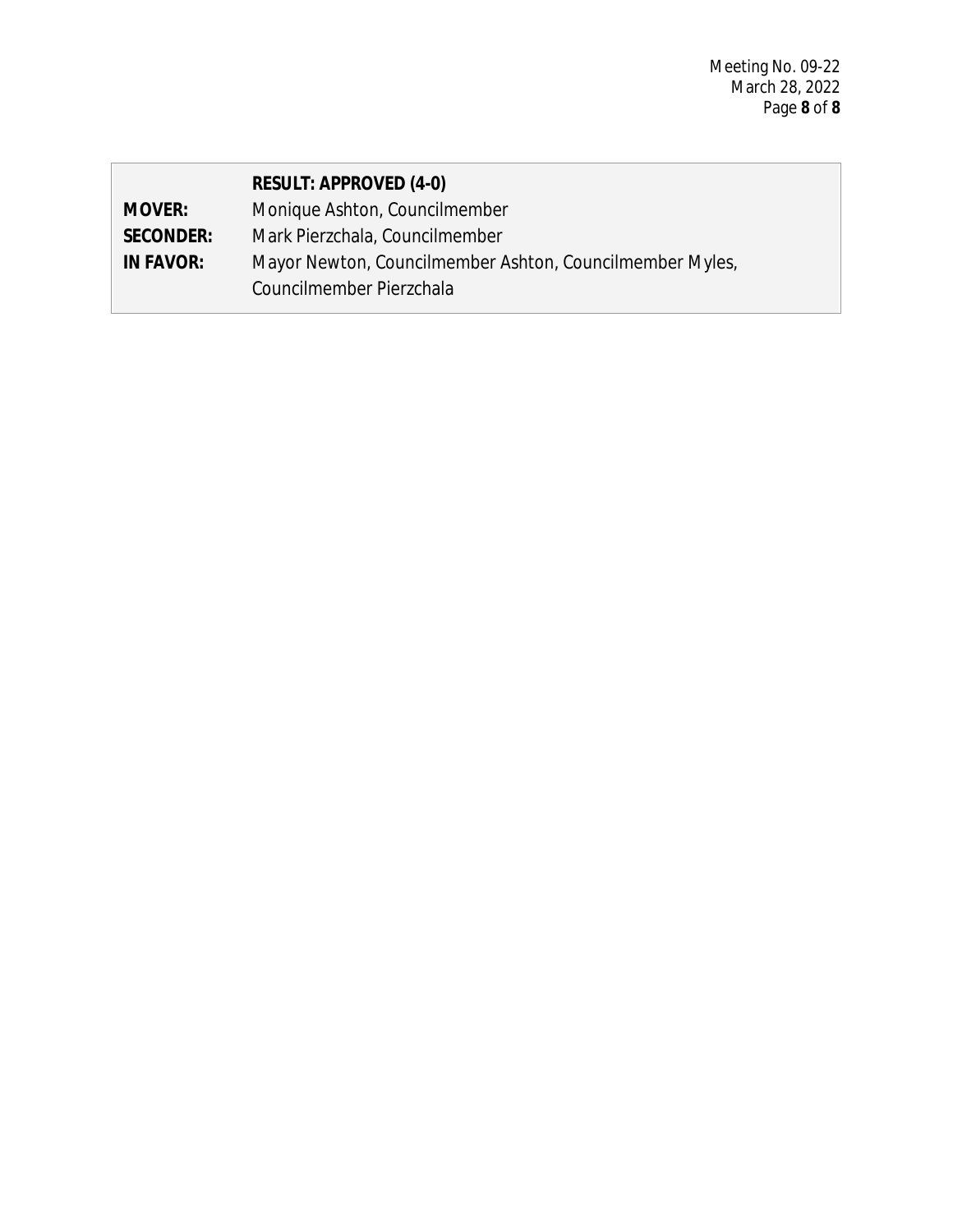| | |
|---|---|
| | **RESULT: APPROVED (4-0)** |
| **MOVER:** | Monique Ashton, Councilmember |
| **SECONDER:** | Mark Pierzchala, Councilmember |
| **IN FAVOR:** | Mayor Newton, Councilmember Ashton, Councilmember Myles, Councilmember Pierzchala |